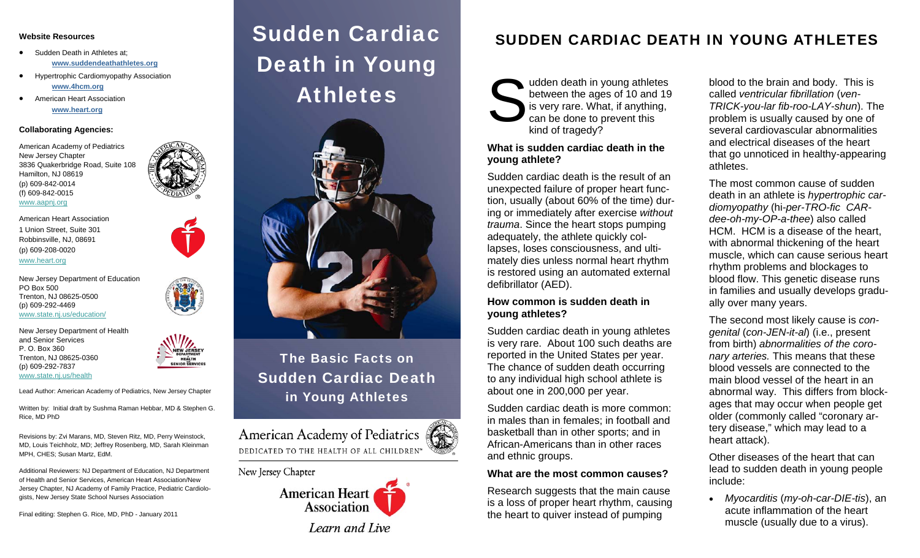**Website Resources**

- Sudden Death in Athletes at; **www.suddendeathathletes.org**
- Hypertrophic Cardiomyopathy Association **www.4hcm.org**
- American Heart Association **www.heart.org**

**Collaborating Agencies:**

American Academy of Pediatrics
New Jersey Chapter
3836 Quakerbridge Road, Suite 108
Hamilton, NJ 08619
(p) 609-842-0014
(f) 609-842-0015
www.aapnj.org

American Heart Association
1 Union Street, Suite 301
Robbinsville, NJ, 08691
(p) 609-208-0020
www.heart.org

New Jersey Department of Education
PO Box 500
Trenton, NJ 08625-0500
(p) 609-292-4469
www.state.nj.us/education/

New Jersey Department of Health and Senior Services
P. O. Box 360
Trenton, NJ 08625-0360
(p) 609-292-7837
www.state.nj.us/health

Lead Author: American Academy of Pediatrics, New Jersey Chapter

Written by: Initial draft by Sushma Raman Hebbar, MD & Stephen G. Rice, MD PhD

Revisions by: Zvi Marans, MD, Steven Ritz, MD, Perry Weinstock, MD, Louis Teichholz, MD; Jeffrey Rosenberg, MD, Sarah Kleinman MPH, CHES; Susan Martz, EdM.

Additional Reviewers: NJ Department of Education, NJ Department of Health and Senior Services, American Heart Association/New Jersey Chapter, NJ Academy of Family Practice, Pediatric Cardiologists, New Jersey State School Nurses Association

Final editing: Stephen G. Rice, MD, PhD - January 2011

# Sudden Cardiac Death in Young Athletes

**The Basic Facts on Sudden Cardiac Death in Young Athletes**

American Academy of Pediatrics
DEDICATED TO THE HEALTH OF ALL CHILDREN™

New Jersey Chapter

American Heart Association
*Learn and Live*

# SUDDEN CARDIAC DEATH IN YOUNG ATHLETES

Sudden death in young athletes between the ages of 10 and 19 is very rare. What, if anything, can be done to prevent this kind of tragedy?

### What is sudden cardiac death in the young athlete?

Sudden cardiac death is the result of an unexpected failure of proper heart function, usually (about 60% of the time) during or immediately after exercise *without trauma*. Since the heart stops pumping adequately, the athlete quickly collapses, loses consciousness, and ultimately dies unless normal heart rhythm is restored using an automated external defibrillator (AED).

### How common is sudden death in young athletes?

Sudden cardiac death in young athletes is very rare. About 100 such deaths are reported in the United States per year. The chance of sudden death occurring to any individual high school athlete is about one in 200,000 per year.

Sudden cardiac death is more common: in males than in females; in football and basketball than in other sports; and in African-Americans than in other races and ethnic groups.

### What are the most common causes?

Research suggests that the main cause is a loss of proper heart rhythm, causing the heart to quiver instead of pumping blood to the brain and body. This is called *ventricular fibrillation* (*ven-TRICK-you-lar fib-roo-LAY-shun*). The problem is usually caused by one of several cardiovascular abnormalities and electrical diseases of the heart that go unnoticed in healthy-appearing athletes.

The most common cause of sudden death in an athlete is *hypertrophic cardiomyopathy* (hi-*per-TRO-fic CAR-dee-oh-my-OP-a-thee*) also called HCM. HCM is a disease of the heart, with abnormal thickening of the heart muscle, which can cause serious heart rhythm problems and blockages to blood flow. This genetic disease runs in families and usually develops gradually over many years.

The second most likely cause is *congenital* (*con-JEN-it-al*) (i.e., present from birth) *abnormalities of the coronary arteries.* This means that these blood vessels are connected to the main blood vessel of the heart in an abnormal way. This differs from blockages that may occur when people get older (commonly called "coronary artery disease," which may lead to a heart attack).

Other diseases of the heart that can lead to sudden death in young people include:

- *Myocarditis* (*my-oh-car-DIE-tis*), an acute inflammation of the heart muscle (usually due to a virus).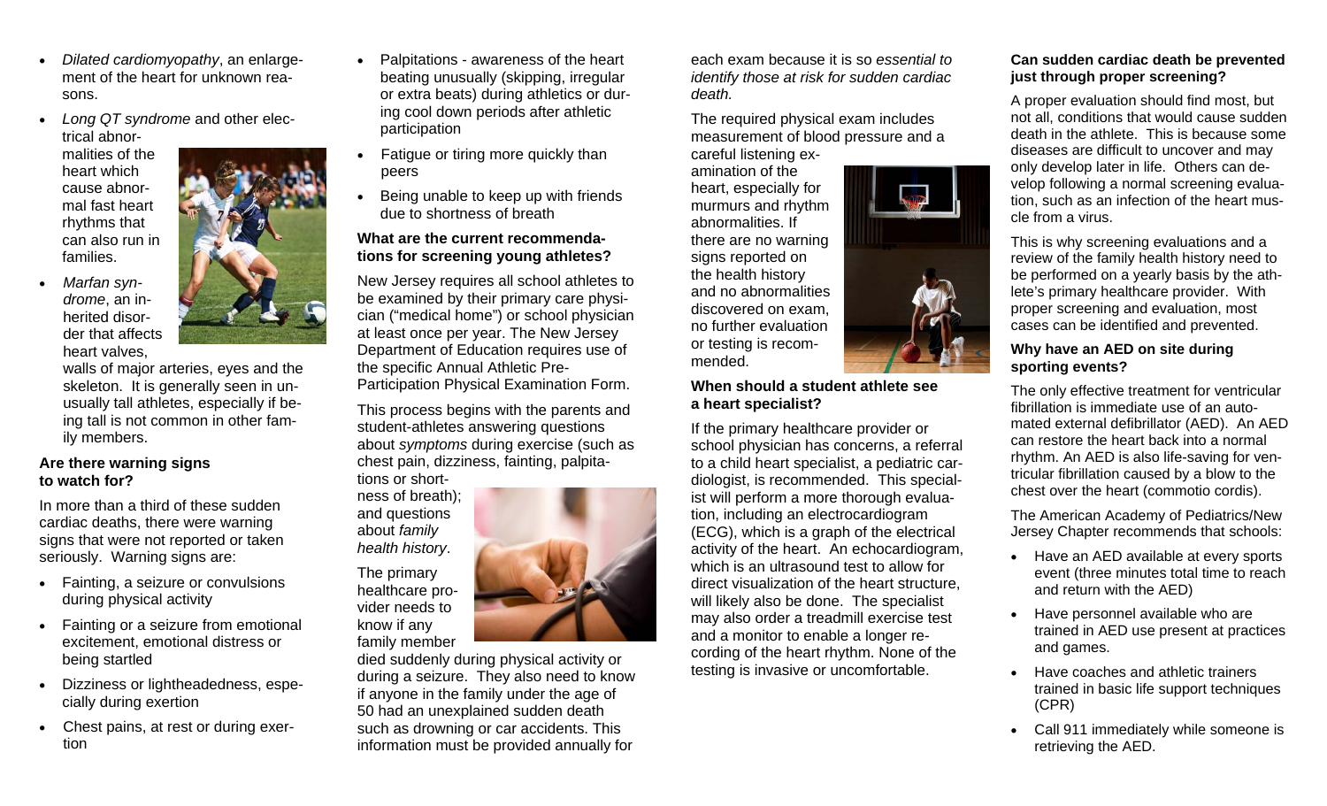- *Dilated cardiomyopathy*, an enlargement of the heart for unknown reasons.
- *Long QT syndrome* and other electrical abnormalities of the heart which cause abnormal fast heart rhythms that can also run in families.
- *Marfan syndrome*, an inherited disorder that affects heart valves, walls of major arteries, eyes and the skeleton. It is generally seen in unusually tall athletes, especially if being tall is not common in other family members.

**Are there warning signs to watch for?**

In more than a third of these sudden cardiac deaths, there were warning signs that were not reported or taken seriously. Warning signs are:

- Fainting, a seizure or convulsions during physical activity
- Fainting or a seizure from emotional excitement, emotional distress or being startled
- Dizziness or lightheadedness, especially during exertion
- Chest pains, at rest or during exertion
- Palpitations - awareness of the heart beating unusually (skipping, irregular or extra beats) during athletics or during cool down periods after athletic participation
- Fatigue or tiring more quickly than peers
- Being unable to keep up with friends due to shortness of breath

**What are the current recommendations for screening young athletes?**

New Jersey requires all school athletes to be examined by their primary care physician ("medical home") or school physician at least once per year. The New Jersey Department of Education requires use of the specific Annual Athletic Pre-Participation Physical Examination Form.

This process begins with the parents and student-athletes answering questions about *symptoms* during exercise (such as chest pain, dizziness, fainting, palpitations or shortness of breath); and questions about *family health history*.

The primary healthcare provider needs to know if any family member died suddenly during physical activity or during a seizure. They also need to know if anyone in the family under the age of 50 had an unexplained sudden death such as drowning or car accidents. This information must be provided annually for each exam because it is so *essential to identify those at risk for sudden cardiac death.*

The required physical exam includes measurement of blood pressure and a careful listening examination of the heart, especially for murmurs and rhythm abnormalities. If there are no warning signs reported on the health history and no abnormalities discovered on exam, no further evaluation or testing is recommended.

**When should a student athlete see a heart specialist?**

If the primary healthcare provider or school physician has concerns, a referral to a child heart specialist, a pediatric cardiologist, is recommended. This specialist will perform a more thorough evaluation, including an electrocardiogram (ECG), which is a graph of the electrical activity of the heart. An echocardiogram, which is an ultrasound test to allow for direct visualization of the heart structure, will likely also be done. The specialist may also order a treadmill exercise test and a monitor to enable a longer recording of the heart rhythm. None of the testing is invasive or uncomfortable.

**Can sudden cardiac death be prevented just through proper screening?**

A proper evaluation should find most, but not all, conditions that would cause sudden death in the athlete. This is because some diseases are difficult to uncover and may only develop later in life. Others can develop following a normal screening evaluation, such as an infection of the heart muscle from a virus.

This is why screening evaluations and a review of the family health history need to be performed on a yearly basis by the athlete's primary healthcare provider. With proper screening and evaluation, most cases can be identified and prevented.

**Why have an AED on site during sporting events?**

The only effective treatment for ventricular fibrillation is immediate use of an automated external defibrillator (AED). An AED can restore the heart back into a normal rhythm. An AED is also life-saving for ventricular fibrillation caused by a blow to the chest over the heart (commotio cordis).

The American Academy of Pediatrics/New Jersey Chapter recommends that schools:

- Have an AED available at every sports event (three minutes total time to reach and return with the AED)
- Have personnel available who are trained in AED use present at practices and games.
- Have coaches and athletic trainers trained in basic life support techniques (CPR)
- Call 911 immediately while someone is retrieving the AED.